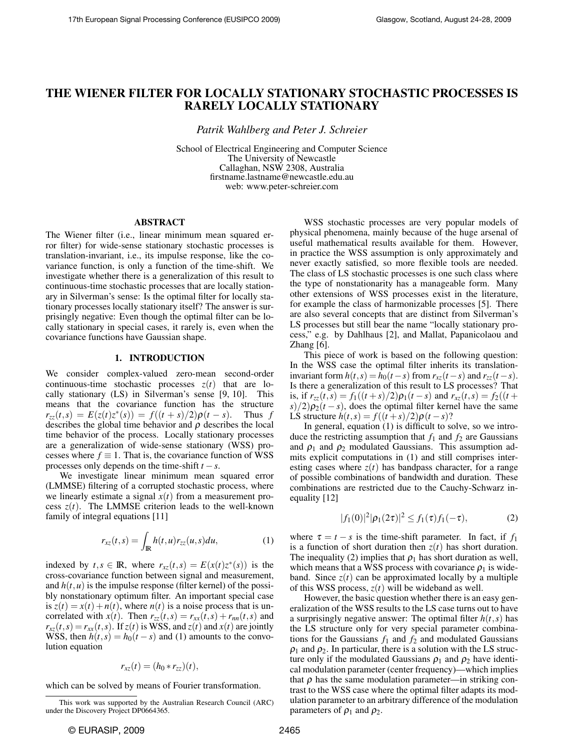# THE WIENER FILTER FOR LOCALLY STATIONARY STOCHASTIC PROCESSES IS RARELY LOCALLY STATIONARY

*Patrik Wahlberg and Peter J. Schreier*

School of Electrical Engineering and Computer Science
The University of Newcastle
Callaghan, NSW 2308, Australia
firstname.lastname@newcastle.edu.au
web: www.peter-schreier.com

## ABSTRACT

The Wiener filter (i.e., linear minimum mean squared error filter) for wide-sense stationary stochastic processes is translation-invariant, i.e., its impulse response, like the covariance function, is only a function of the time-shift. We investigate whether there is a generalization of this result to continuous-time stochastic processes that are locally stationary in Silverman's sense: Is the optimal filter for locally stationary processes locally stationary itself? The answer is surprisingly negative: Even though the optimal filter can be locally stationary in special cases, it rarely is, even when the covariance functions have Gaussian shape.

## 1. INTRODUCTION

We consider complex-valued zero-mean second-order continuous-time stochastic processes $z(t)$ that are locally stationary (LS) in Silverman's sense [9, 10]. This means that the covariance function has the structure $r_{zz}(t,s) = E(z(t)z^*(s)) = f((t+s)/2)\rho(t-s)$. Thus $f$ describes the global time behavior and $\rho$ describes the local time behavior of the process. Locally stationary processes are a generalization of wide-sense stationary (WSS) processes where $f \equiv 1$. That is, the covariance function of WSS processes only depends on the time-shift $t-s$.

We investigate linear minimum mean squared error (LMMSE) filtering of a corrupted stochastic process, where we linearly estimate a signal $x(t)$ from a measurement process $z(t)$. The LMMSE criterion leads to the well-known family of integral equations [11]

$$r_{xz}(t,s) = \int_{\mathbb{R}} h(t,u) r_{zz}(u,s) du, \tag{1}$$

indexed by $t,s \in \mathbb{R}$, where $r_{xz}(t,s) = E(x(t)z^*(s))$ is the cross-covariance function between signal and measurement, and $h(t,u)$ is the impulse response (filter kernel) of the possibly nonstationary optimum filter. An important special case is $z(t) = x(t) + n(t)$, where $n(t)$ is a noise process that is uncorrelated with $x(t)$. Then $r_{zz}(t,s) = r_{xx}(t,s) + r_{nn}(t,s)$ and $r_{xz}(t,s) = r_{xx}(t,s)$. If $z(t)$ is WSS, and $z(t)$ and $x(t)$ are jointly WSS, then $h(t,s) = h_0(t-s)$ and (1) amounts to the convolution equation

$$r_{xz}(t) = (h_0 * r_{zz})(t),$$

which can be solved by means of Fourier transformation.

WSS stochastic processes are very popular models of physical phenomena, mainly because of the huge arsenal of useful mathematical results available for them. However, in practice the WSS assumption is only approximately and never exactly satisfied, so more flexible tools are needed. The class of LS stochastic processes is one such class where the type of nonstationarity has a manageable form. Many other extensions of WSS processes exist in the literature, for example the class of harmonizable processes [5]. There are also several concepts that are distinct from Silverman's LS processes but still bear the name "locally stationary process," e.g. by Dahlhaus [2], and Mallat, Papanicolaou and Zhang [6].

This piece of work is based on the following question: In the WSS case the optimal filter inherits its translation-invariant form $h(t,s) = h_0(t-s)$ from $r_{xz}(t-s)$ and $r_{zz}(t-s)$. Is there a generalization of this result to LS processes? That is, if $r_{zz}(t,s) = f_1((t+s)/2)\rho_1(t-s)$ and $r_{xz}(t,s) = f_2((t+s)/2)\rho_2(t-s)$, does the optimal filter kernel have the same LS structure $h(t,s) = f((t+s)/2)\rho(t-s)$?

In general, equation (1) is difficult to solve, so we introduce the restricting assumption that $f_1$ and $f_2$ are Gaussians and $\rho_1$ and $\rho_2$ modulated Gaussians. This assumption admits explicit computations in (1) and still comprises interesting cases where $z(t)$ has bandpass character, for a range of possible combinations of bandwidth and duration. These combinations are restricted due to the Cauchy-Schwarz inequality [12]

$$|f_1(0)|^2 |\rho_1(2\tau)|^2 \leq f_1(\tau) f_1(-\tau), \tag{2}$$

where $\tau = t-s$ is the time-shift parameter. In fact, if $f_1$ is a function of short duration then $z(t)$ has short duration. The inequality (2) implies that $\rho_1$ has short duration as well, which means that a WSS process with covariance $\rho_1$ is wideband. Since $z(t)$ can be approximated locally by a multiple of this WSS process, $z(t)$ will be wideband as well.

However, the basic question whether there is an easy generalization of the WSS results to the LS case turns out to have a surprisingly negative answer: The optimal filter $h(t,s)$ has the LS structure only for very special parameter combinations for the Gaussians $f_1$ and $f_2$ and modulated Gaussians $\rho_1$ and $\rho_2$. In particular, there is a solution with the LS structure only if the modulated Gaussians $\rho_1$ and $\rho_2$ have identical modulation parameter (center frequency)—which implies that $\rho$ has the same modulation parameter—in striking contrast to the WSS case where the optimal filter adapts its modulation parameter to an arbitrary difference of the modulation parameters of $\rho_1$ and $\rho_2$.

This work was supported by the Australian Research Council (ARC) under the Discovery Project DP0664365.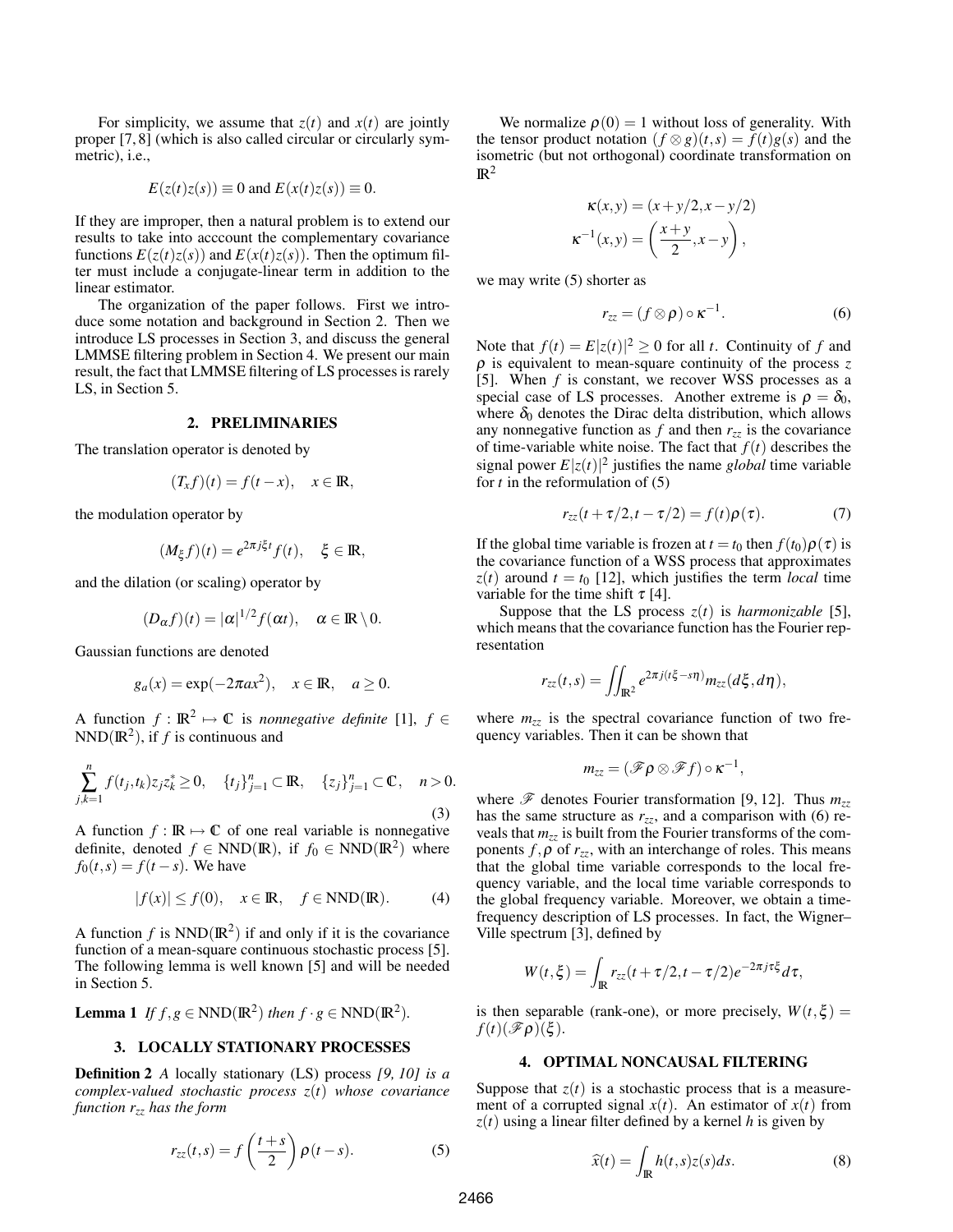For simplicity, we assume that $z(t)$ and $x(t)$ are jointly proper [7, 8] (which is also called circular or circularly symmetric), i.e.,

$$E(z(t)z(s)) \equiv 0 \text{ and } E(x(t)z(s)) \equiv 0.$$

If they are improper, then a natural problem is to extend our results to take into acccount the complementary covariance functions $E(z(t)z(s))$ and $E(x(t)z(s))$. Then the optimum filter must include a conjugate-linear term in addition to the linear estimator.

The organization of the paper follows. First we introduce some notation and background in Section 2. Then we introduce LS processes in Section 3, and discuss the general LMMSE filtering problem in Section 4. We present our main result, the fact that LMMSE filtering of LS processes is rarely LS, in Section 5.

## 2. PRELIMINARIES

The translation operator is denoted by

$$(T_x f)(t) = f(t-x), \quad x \in \mathbb{R},$$

the modulation operator by

$$(M_\xi f)(t) = e^{2\pi j \xi t} f(t), \quad \xi \in \mathbb{R},$$

and the dilation (or scaling) operator by

$$(D_\alpha f)(t) = |\alpha|^{1/2} f(\alpha t), \quad \alpha \in \mathbb{R} \setminus 0.$$

Gaussian functions are denoted

$$g_a(x) = \exp(-2\pi a x^2), \quad x \in \mathbb{R}, \quad a \geq 0.$$

A function $f : \mathbb{R}^2 \mapsto \mathbb{C}$ is *nonnegative definite* [1], $f \in \mathrm{NND}(\mathbb{R}^2)$, if $f$ is continuous and

$$\sum_{j,k=1}^{n} f(t_j, t_k) z_j z_k^* \geq 0, \quad \{t_j\}_{j=1}^n \subset \mathbb{R}, \quad \{z_j\}_{j=1}^n \subset \mathbb{C}, \quad n > 0. \tag{3}$$

A function $f : \mathbb{R} \mapsto \mathbb{C}$ of one real variable is nonnegative definite, denoted $f \in \mathrm{NND}(\mathbb{R})$, if $f_0 \in \mathrm{NND}(\mathbb{R}^2)$ where $f_0(t,s) = f(t-s)$. We have

$$|f(x)| \leq f(0), \quad x \in \mathbb{R}, \quad f \in \mathrm{NND}(\mathbb{R}). \tag{4}$$

A function $f$ is $\mathrm{NND}(\mathbb{R}^2)$ if and only if it is the covariance function of a mean-square continuous stochastic process [5]. The following lemma is well known [5] and will be needed in Section 5.

**Lemma 1** *If $f, g \in \mathrm{NND}(\mathbb{R}^2)$ then $f \cdot g \in \mathrm{NND}(\mathbb{R}^2)$.*

## 3. LOCALLY STATIONARY PROCESSES

**Definition 2** *A locally stationary (LS) process [9, 10] is a complex-valued stochastic process $z(t)$ whose covariance function $r_{zz}$ has the form*

$$r_{zz}(t,s) = f\left(\frac{t+s}{2}\right) \rho(t-s). \tag{5}$$

We normalize $\rho(0) = 1$ without loss of generality. With the tensor product notation $(f \otimes g)(t,s) = f(t)g(s)$ and the isometric (but not orthogonal) coordinate transformation on $\mathbb{R}^2$

$$\kappa(x,y) = (x + y/2, x - y/2)$$
$$\kappa^{-1}(x,y) = \left(\frac{x+y}{2}, x-y\right),$$

we may write (5) shorter as

$$r_{zz} = (f \otimes \rho) \circ \kappa^{-1}. \tag{6}$$

Note that $f(t) = E|z(t)|^2 \geq 0$ for all $t$. Continuity of $f$ and $\rho$ is equivalent to mean-square continuity of the process $z$ [5]. When $f$ is constant, we recover WSS processes as a special case of LS processes. Another extreme is $\rho = \delta_0$, where $\delta_0$ denotes the Dirac delta distribution, which allows any nonnegative function as $f$ and then $r_{zz}$ is the covariance of time-variable white noise. The fact that $f(t)$ describes the signal power $E|z(t)|^2$ justifies the name *global* time variable for $t$ in the reformulation of (5)

$$r_{zz}(t + \tau/2, t - \tau/2) = f(t)\rho(\tau). \tag{7}$$

If the global time variable is frozen at $t = t_0$ then $f(t_0)\rho(\tau)$ is the covariance function of a WSS process that approximates $z(t)$ around $t = t_0$ [12], which justifies the term *local* time variable for the time shift $\tau$ [4].

Suppose that the LS process $z(t)$ is *harmonizable* [5], which means that the covariance function has the Fourier representation

$$r_{zz}(t,s) = \iint_{\mathbb{R}^2} e^{2\pi j(t\xi - s\eta)} m_{zz}(d\xi, d\eta),$$

where $m_{zz}$ is the spectral covariance function of two frequency variables. Then it can be shown that

$$m_{zz} = (\mathscr{F}\rho \otimes \mathscr{F} f) \circ \kappa^{-1},$$

where $\mathscr{F}$ denotes Fourier transformation [9, 12]. Thus $m_{zz}$ has the same structure as $r_{zz}$, and a comparison with (6) reveals that $m_{zz}$ is built from the Fourier transforms of the components $f, \rho$ of $r_{zz}$, with an interchange of roles. This means that the global time variable corresponds to the local frequency variable, and the local time variable corresponds to the global frequency variable. Moreover, we obtain a time-frequency description of LS processes. In fact, the Wigner–Ville spectrum [3], defined by

$$W(t,\xi) = \int_{\mathbb{R}} r_{zz}(t + \tau/2, t - \tau/2) e^{-2\pi j \tau \xi} d\tau,$$

is then separable (rank-one), or more precisely, $W(t,\xi) = f(t)(\mathscr{F}\rho)(\xi)$.

## 4. OPTIMAL NONCAUSAL FILTERING

Suppose that $z(t)$ is a stochastic process that is a measurement of a corrupted signal $x(t)$. An estimator of $x(t)$ from $z(t)$ using a linear filter defined by a kernel $h$ is given by

$$\widehat{x}(t) = \int_{\mathbb{R}} h(t,s) z(s) ds. \tag{8}$$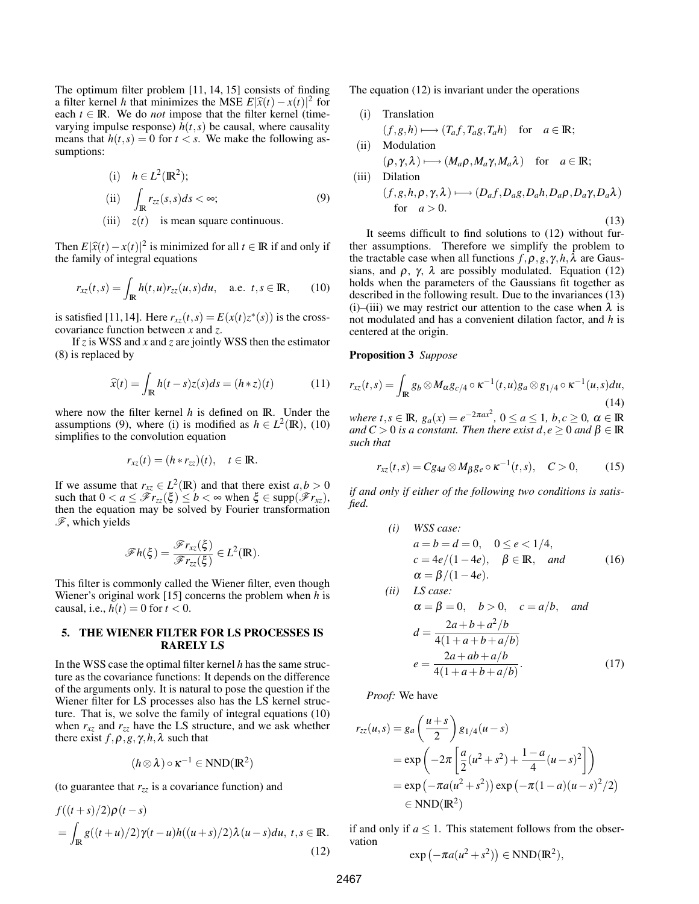The optimum filter problem [11, 14, 15] consists of finding a filter kernel $h$ that minimizes the MSE $E|\widehat{x}(t)-x(t)|^2$ for each $t \in \mathbb{R}$. We do *not* impose that the filter kernel (time-varying impulse response) $h(t,s)$ be causal, where causality means that $h(t,s)=0$ for $t<s$. We make the following assumptions:

$$
\begin{aligned}
&\text{(i)} \quad h \in L^2(\mathbb{R}^2);\\
&\text{(ii)} \quad \int_{\mathbb{R}} r_{zz}(s,s)ds < \infty; \qquad (9)\\
&\text{(iii)} \quad z(t) \quad \text{is mean square continuous.}
\end{aligned}
$$

Then $E|\widehat{x}(t)-x(t)|^2$ is minimized for all $t \in \mathbb{R}$ if and only if the family of integral equations

$$
r_{xz}(t,s) = \int_{\mathbb{R}} h(t,u) r_{zz}(u,s) du, \quad \text{a.e. } t,s \in \mathbb{R}, \qquad (10)
$$

is satisfied [11, 14]. Here $r_{xz}(t,s) = E(x(t)z^*(s))$ is the cross-covariance function between $x$ and $z$.

If $z$ is WSS and $x$ and $z$ are jointly WSS then the estimator (8) is replaced by

$$
\widehat{x}(t) = \int_{\mathbb{R}} h(t-s)z(s)ds = (h * z)(t) \qquad (11)
$$

where now the filter kernel $h$ is defined on $\mathbb{R}$. Under the assumptions (9), where (i) is modified as $h \in L^2(\mathbb{R})$, (10) simplifies to the convolution equation

$$
r_{xz}(t) = (h * r_{zz})(t), \quad t \in \mathbb{R}.
$$

If we assume that $r_{xz} \in L^2(\mathbb{R})$ and that there exist $a,b>0$ such that $0 < a \le \mathscr{F} r_{zz}(\xi) \le b < \infty$ when $\xi \in \operatorname{supp}(\mathscr{F} r_{xz})$, then the equation may be solved by Fourier transformation $\mathscr{F}$, which yields

$$
\mathscr{F} h(\xi) = \frac{\mathscr{F} r_{xz}(\xi)}{\mathscr{F} r_{zz}(\xi)} \in L^2(\mathbb{R}).
$$

This filter is commonly called the Wiener filter, even though Wiener's original work [15] concerns the problem when $h$ is causal, i.e., $h(t)=0$ for $t<0$.

## 5. THE WIENER FILTER FOR LS PROCESSES IS RARELY LS

In the WSS case the optimal filter kernel $h$ has the same structure as the covariance functions: It depends on the difference of the arguments only. It is natural to pose the question if the Wiener filter for LS processes also has the LS kernel structure. That is, we solve the family of integral equations (10) when $r_{xz}$ and $r_{zz}$ have the LS structure, and we ask whether there exist $f,\rho,g,\gamma,h,\lambda$ such that

$$
(h \otimes \lambda) \circ \kappa^{-1} \in \mathrm{NND}(\mathbb{R}^2)
$$

(to guarantee that $r_{zz}$ is a covariance function) and

$$
\begin{aligned}
&f((t+s)/2)\rho(t-s)\\
&= \int_{\mathbb{R}} g((t+u)/2)\gamma(t-u)h((u+s)/2)\lambda(u-s)du, \ t,s \in \mathbb{R}.
\end{aligned} \qquad (12)
$$

The equation (12) is invariant under the operations

$$
\begin{aligned}
&\text{(i)} \quad \text{Translation}\\
&\qquad (f,g,h) \longmapsto (T_a f, T_a g, T_a h) \quad \text{for} \quad a \in \mathbb{R};\\
&\text{(ii)} \quad \text{Modulation}\\
&\qquad (\rho,\gamma,\lambda) \longmapsto (M_a \rho, M_a \gamma, M_a \lambda) \quad \text{for} \quad a \in \mathbb{R};\\
&\text{(iii)} \quad \text{Dilation}\\
&\qquad (f,g,h,\rho,\gamma,\lambda) \longmapsto (D_a f, D_a g, D_a h, D_a \rho, D_a \gamma, D_a \lambda)\\
&\qquad \text{for} \quad a>0.
\end{aligned} \qquad (13)
$$

It seems difficult to find solutions to (12) without further assumptions. Therefore we simplify the problem to the tractable case when all functions $f,\rho,g,\gamma,h,\lambda$ are Gaussians, and $\rho$, $\gamma$, $\lambda$ are possibly modulated. Equation (12) holds when the parameters of the Gaussians fit together as described in the following result. Due to the invariances (13) (i)–(iii) we may restrict our attention to the case when $\lambda$ is not modulated and has a convenient dilation factor, and $h$ is centered at the origin.

**Proposition 3** *Suppose*

$$
r_{xz}(t,s) = \int_{\mathbb{R}} g_b \otimes M_\alpha g_{c/4} \circ \kappa^{-1}(t,u) g_a \otimes g_{1/4} \circ \kappa^{-1}(u,s) du, \qquad (14)
$$

*where* $t,s \in \mathbb{R}$, $g_a(x) = e^{-2\pi a x^2}$, $0 \le a \le 1$, $b,c \ge 0$, $\alpha \in \mathbb{R}$ *and* $C>0$ *is a constant. Then there exist* $d,e \ge 0$ *and* $\beta \in \mathbb{R}$ *such that*

$$
r_{xz}(t,s) = C g_{4d} \otimes M_\beta g_e \circ \kappa^{-1}(t,s), \quad C>0, \qquad (15)
$$

*if and only if either of the following two conditions is satisfied.*

$$
\begin{aligned}
&\textit{(i)} \quad \textit{WSS case:}\\
&\qquad a=b=d=0, \quad 0 \le e < 1/4,\\
&\qquad c = 4e/(1-4e), \quad \beta \in \mathbb{R}, \quad \textit{and} \qquad (16)\\
&\qquad \alpha = \beta/(1-4e).\\
&\textit{(ii)} \quad \textit{LS case:}\\
&\qquad \alpha=\beta=0, \quad b>0, \quad c=a/b, \quad \textit{and}\\
&\qquad d = \frac{2a+b+a^2/b}{4(1+a+b+a/b)}\\
&\qquad e = \frac{2a+ab+a/b}{4(1+a+b+a/b)}. \qquad (17)
\end{aligned}
$$

*Proof:* We have

$$
\begin{aligned}
r_{zz}(u,s) &= g_a\left(\frac{u+s}{2}\right) g_{1/4}(u-s)\\
&= \exp\left(-2\pi\left[\frac{a}{2}(u^2+s^2) + \frac{1-a}{4}(u-s)^2\right]\right)\\
&= \exp\left(-\pi a(u^2+s^2)\right) \exp\left(-\pi(1-a)(u-s)^2/2\right)\\
&\in \mathrm{NND}(\mathbb{R}^2)
\end{aligned}
$$

if and only if $a \le 1$. This statement follows from the observation

$$
\exp\left(-\pi a(u^2+s^2)\right) \in \mathrm{NND}(\mathbb{R}^2),
$$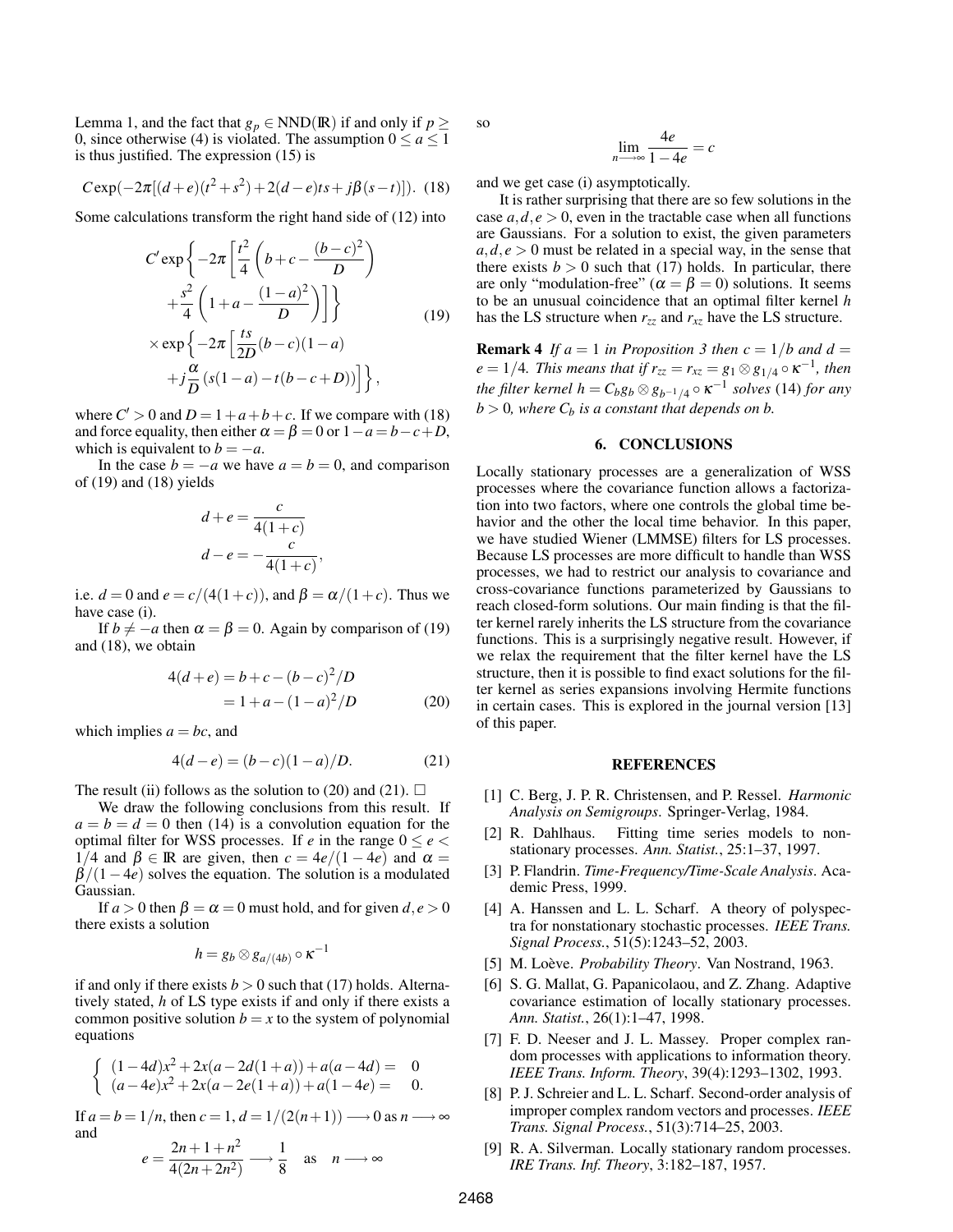Lemma 1, and the fact that $g_p \in \text{NND}(\mathbb{R})$ if and only if $p \geq 0$, since otherwise (4) is violated. The assumption $0 \leq a \leq 1$ is thus justified. The expression (15) is

$$C\exp(-2\pi[(d+e)(t^2+s^2)+2(d-e)ts+j\beta(s-t)]). \quad (18)$$

Some calculations transform the right hand side of (12) into

$$\begin{aligned} & C'\exp\left\{-2\pi\left[\frac{t^2}{4}\left(b+c-\frac{(b-c)^2}{D}\right)\right.\right. \\ & \left.\left.+\frac{s^2}{4}\left(1+a-\frac{(1-a)^2}{D}\right)\right]\right\} \\ & \times\exp\left\{-2\pi\left[\frac{ts}{2D}(b-c)(1-a)\right.\right. \\ & \left.\left.+j\frac{\alpha}{D}\left(s(1-a)-t(b-c+D)\right)\right]\right\}, \end{aligned} \quad (19)$$

where $C' > 0$ and $D = 1+a+b+c$. If we compare with (18) and force equality, then either $\alpha = \beta = 0$ or $1-a = b-c+D$, which is equivalent to $b = -a$.

In the case $b = -a$ we have $a = b = 0$, and comparison of (19) and (18) yields

$$d+e = \frac{c}{4(1+c)}$$
$$d-e = -\frac{c}{4(1+c)},$$

i.e. $d = 0$ and $e = c/(4(1+c))$, and $\beta = \alpha/(1+c)$. Thus we have case (i).

If $b \neq -a$ then $\alpha = \beta = 0$. Again by comparison of (19) and (18), we obtain

$$\begin{aligned} 4(d+e) &= b+c-(b-c)^2/D \\ &= 1+a-(1-a)^2/D \end{aligned} \quad (20)$$

which implies $a = bc$, and

$$4(d-e) = (b-c)(1-a)/D. \quad (21)$$

The result (ii) follows as the solution to (20) and (21). $\square$

We draw the following conclusions from this result. If $a = b = d = 0$ then (14) is a convolution equation for the optimal filter for WSS processes. If $e$ in the range $0 \leq e < 1/4$ and $\beta \in \mathbb{R}$ are given, then $c = 4e/(1-4e)$ and $\alpha = \beta/(1-4e)$ solves the equation. The solution is a modulated Gaussian.

If $a > 0$ then $\beta = \alpha = 0$ must hold, and for given $d, e > 0$ there exists a solution

$$h = g_b \otimes g_{a/(4b)} \circ \kappa^{-1}$$

if and only if there exists $b > 0$ such that (17) holds. Alternatively stated, $h$ of LS type exists if and only if there exists a common positive solution $b = x$ to the system of polynomial equations

$$\begin{cases} (1-4d)x^2+2x(a-2d(1+a))+a(a-4d) = 0 \\ (a-4e)x^2+2x(a-2e(1+a))+a(1-4e) = 0. \end{cases}$$

If $a = b = 1/n$, then $c = 1$, $d = 1/(2(n+1)) \longrightarrow 0$ as $n \longrightarrow \infty$ and

$$e = \frac{2n+1+n^2}{4(2n+2n^2)} \longrightarrow \frac{1}{8} \quad \text{as} \quad n \longrightarrow \infty$$

so

$$\lim_{n \longrightarrow \infty} \frac{4e}{1-4e} = c$$

and we get case (i) asymptotically.

It is rather surprising that there are so few solutions in the case $a, d, e > 0$, even in the tractable case when all functions are Gaussians. For a solution to exist, the given parameters $a, d, e > 0$ must be related in a special way, in the sense that there exists $b > 0$ such that (17) holds. In particular, there are only "modulation-free" ($\alpha = \beta = 0$) solutions. It seems to be an unusual coincidence that an optimal filter kernel $h$ has the LS structure when $r_{zz}$ and $r_{xz}$ have the LS structure.

**Remark 4** *If $a = 1$ in Proposition 3 then $c = 1/b$ and $d = e = 1/4$. This means that if $r_{zz} = r_{xz} = g_1 \otimes g_{1/4} \circ \kappa^{-1}$, then the filter kernel $h = C_b g_b \otimes g_{b^{-1}/4} \circ \kappa^{-1}$ solves* (14) *for any $b > 0$, where $C_b$ is a constant that depends on $b$.*

## 6. CONCLUSIONS

Locally stationary processes are a generalization of WSS processes where the covariance function allows a factorization into two factors, where one controls the global time behavior and the other the local time behavior. In this paper, we have studied Wiener (LMMSE) filters for LS processes. Because LS processes are more difficult to handle than WSS processes, we had to restrict our analysis to covariance and cross-covariance functions parameterized by Gaussians to reach closed-form solutions. Our main finding is that the filter kernel rarely inherits the LS structure from the covariance functions. This is a surprisingly negative result. However, if we relax the requirement that the filter kernel have the LS structure, then it is possible to find exact solutions for the filter kernel as series expansions involving Hermite functions in certain cases. This is explored in the journal version [13] of this paper.

## REFERENCES

[1] C. Berg, J. P. R. Christensen, and P. Ressel. *Harmonic Analysis on Semigroups*. Springer-Verlag, 1984.

[2] R. Dahlhaus. Fitting time series models to nonstationary processes. *Ann. Statist.*, 25:1–37, 1997.

[3] P. Flandrin. *Time-Frequency/Time-Scale Analysis*. Academic Press, 1999.

[4] A. Hanssen and L. L. Scharf. A theory of polyspectra for nonstationary stochastic processes. *IEEE Trans. Signal Process.*, 51(5):1243–52, 2003.

[5] M. Loève. *Probability Theory*. Van Nostrand, 1963.

[6] S. G. Mallat, G. Papanicolaou, and Z. Zhang. Adaptive covariance estimation of locally stationary processes. *Ann. Statist.*, 26(1):1–47, 1998.

[7] F. D. Neeser and J. L. Massey. Proper complex random processes with applications to information theory. *IEEE Trans. Inform. Theory*, 39(4):1293–1302, 1993.

[8] P. J. Schreier and L. L. Scharf. Second-order analysis of improper complex random vectors and processes. *IEEE Trans. Signal Process.*, 51(3):714–25, 2003.

[9] R. A. Silverman. Locally stationary random processes. *IRE Trans. Inf. Theory*, 3:182–187, 1957.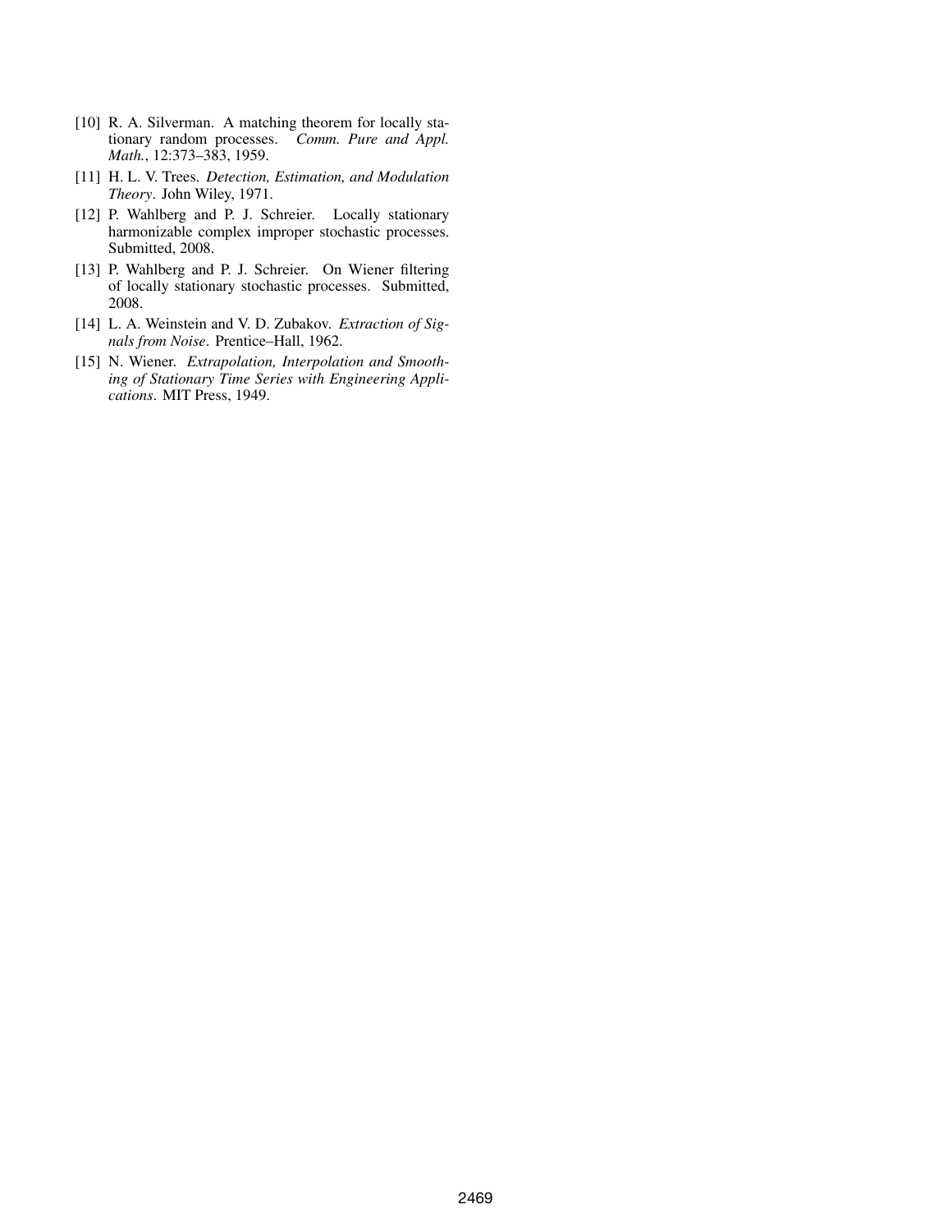[10] R. A. Silverman. A matching theorem for locally stationary random processes. *Comm. Pure and Appl. Math.*, 12:373–383, 1959.

[11] H. L. V. Trees. *Detection, Estimation, and Modulation Theory*. John Wiley, 1971.

[12] P. Wahlberg and P. J. Schreier. Locally stationary harmonizable complex improper stochastic processes. Submitted, 2008.

[13] P. Wahlberg and P. J. Schreier. On Wiener filtering of locally stationary stochastic processes. Submitted, 2008.

[14] L. A. Weinstein and V. D. Zubakov. *Extraction of Signals from Noise*. Prentice–Hall, 1962.

[15] N. Wiener. *Extrapolation, Interpolation and Smoothing of Stationary Time Series with Engineering Applications*. MIT Press, 1949.